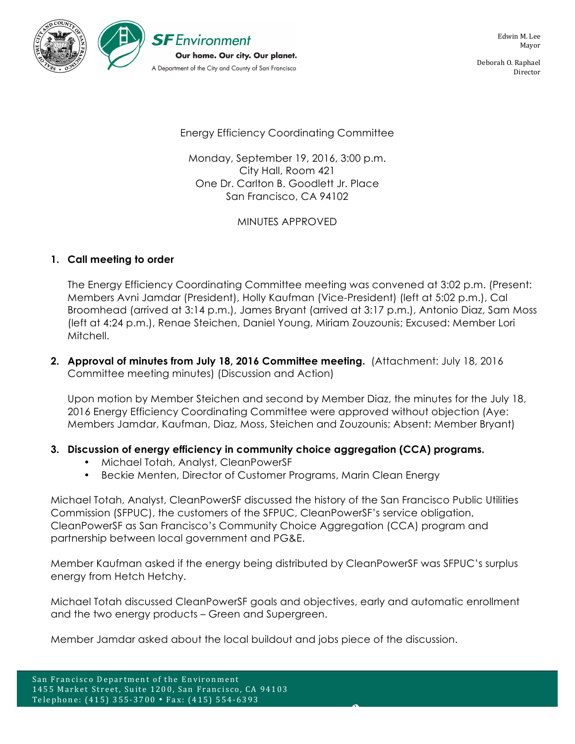SF Environment

Our home. Our city. Our planet.

A Department of the City and County of San Francisco

Edwin M. Lee
Mayor

Deborah O. Raphael
Director

Energy Efficiency Coordinating Committee

Monday, September 19, 2016, 3:00 p.m.
City Hall, Room 421
One Dr. Carlton B. Goodlett Jr. Place
San Francisco, CA 94102

MINUTES APPROVED

1. **Call meeting to order**

   The Energy Efficiency Coordinating Committee meeting was convened at 3:02 p.m. (Present: Members Avni Jamdar (President), Holly Kaufman (Vice-President) (left at 5:02 p.m.), Cal Broomhead (arrived at 3:14 p.m.), James Bryant (arrived at 3:17 p.m.), Antonio Diaz, Sam Moss (left at 4:24 p.m.), Renae Steichen, Daniel Young, Miriam Zouzounis; Excused: Member Lori Mitchell.

2. **Approval of minutes from July 18, 2016 Committee meeting.** (Attachment: July 18, 2016 Committee meeting minutes) (Discussion and Action)

   Upon motion by Member Steichen and second by Member Diaz, the minutes for the July 18, 2016 Energy Efficiency Coordinating Committee were approved without objection (Aye: Members Jamdar, Kaufman, Diaz, Moss, Steichen and Zouzounis; Absent: Member Bryant)

3. **Discussion of energy efficiency in community choice aggregation (CCA) programs.**
   - Michael Totah, Analyst, CleanPowerSF
   - Beckie Menten, Director of Customer Programs, Marin Clean Energy

Michael Totah, Analyst, CleanPowerSF discussed the history of the San Francisco Public Utilities Commission (SFPUC), the customers of the SFPUC, CleanPowerSF's service obligation, CleanPowerSF as San Francisco's Community Choice Aggregation (CCA) program and partnership between local government and PG&E.

Member Kaufman asked if the energy being distributed by CleanPowerSF was SFPUC's surplus energy from Hetch Hetchy.

Michael Totah discussed CleanPowerSF goals and objectives, early and automatic enrollment and the two energy products – Green and Supergreen.

Member Jamdar asked about the local buildout and jobs piece of the discussion.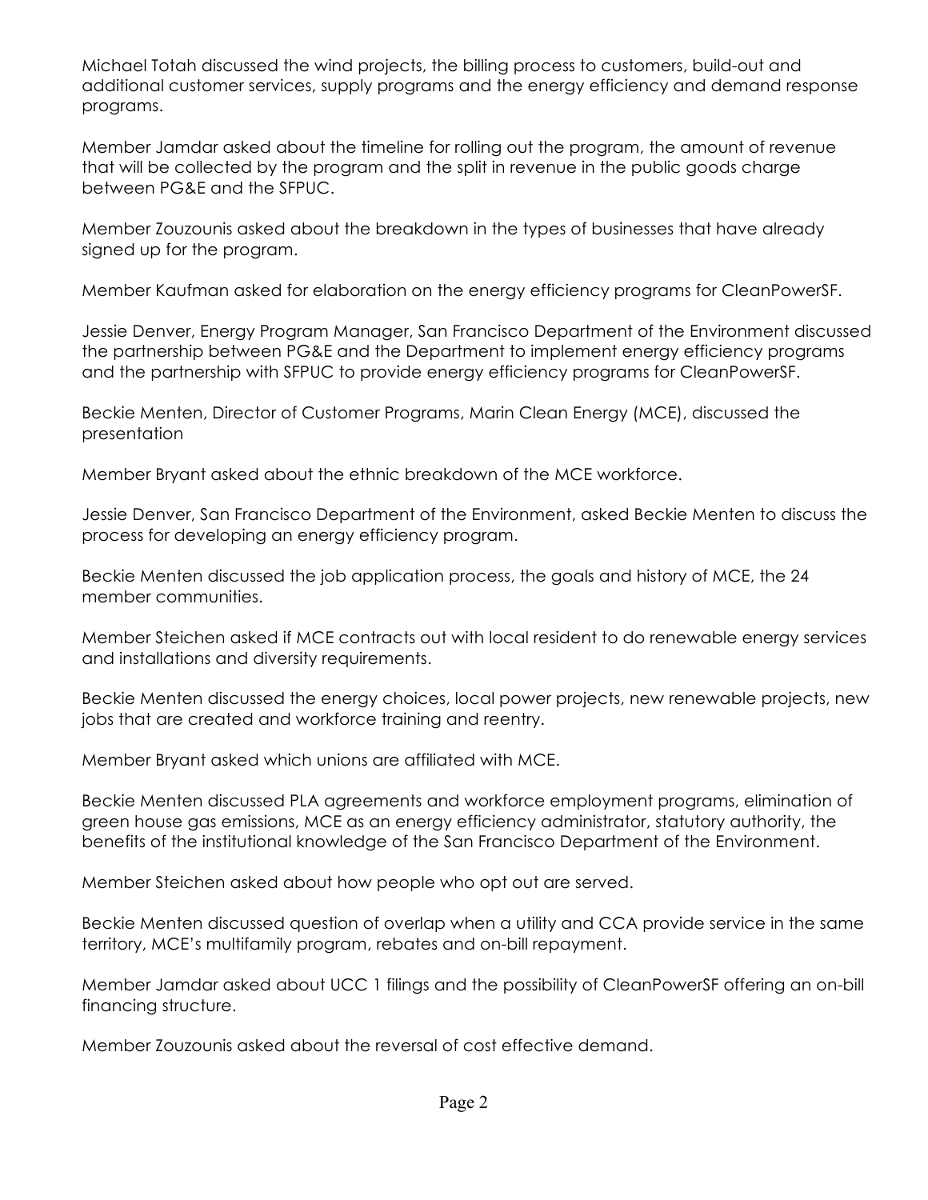Michael Totah discussed the wind projects, the billing process to customers, build-out and additional customer services, supply programs and the energy efficiency and demand response programs.

Member Jamdar asked about the timeline for rolling out the program, the amount of revenue that will be collected by the program and the split in revenue in the public goods charge between PG&E and the SFPUC.

Member Zouzounis asked about the breakdown in the types of businesses that have already signed up for the program.

Member Kaufman asked for elaboration on the energy efficiency programs for CleanPowerSF.

Jessie Denver, Energy Program Manager, San Francisco Department of the Environment discussed the partnership between PG&E and the Department to implement energy efficiency programs and the partnership with SFPUC to provide energy efficiency programs for CleanPowerSF.

Beckie Menten, Director of Customer Programs, Marin Clean Energy (MCE), discussed the presentation

Member Bryant asked about the ethnic breakdown of the MCE workforce.

Jessie Denver, San Francisco Department of the Environment, asked Beckie Menten to discuss the process for developing an energy efficiency program.

Beckie Menten discussed the job application process, the goals and history of MCE, the 24 member communities.

Member Steichen asked if MCE contracts out with local resident to do renewable energy services and installations and diversity requirements.

Beckie Menten discussed the energy choices, local power projects, new renewable projects, new jobs that are created and workforce training and reentry.

Member Bryant asked which unions are affiliated with MCE.

Beckie Menten discussed PLA agreements and workforce employment programs, elimination of green house gas emissions, MCE as an energy efficiency administrator, statutory authority, the benefits of the institutional knowledge of the San Francisco Department of the Environment.

Member Steichen asked about how people who opt out are served.

Beckie Menten discussed question of overlap when a utility and CCA provide service in the same territory, MCE's multifamily program, rebates and on-bill repayment.

Member Jamdar asked about UCC 1 filings and the possibility of CleanPowerSF offering an on-bill financing structure.

Member Zouzounis asked about the reversal of cost effective demand.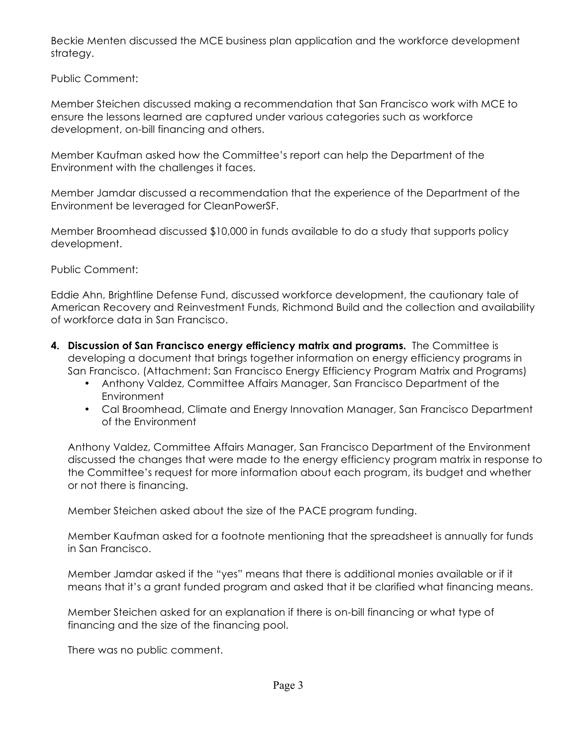Beckie Menten discussed the MCE business plan application and the workforce development strategy.

Public Comment:

Member Steichen discussed making a recommendation that San Francisco work with MCE to ensure the lessons learned are captured under various categories such as workforce development, on-bill financing and others.

Member Kaufman asked how the Committee's report can help the Department of the Environment with the challenges it faces.

Member Jamdar discussed a recommendation that the experience of the Department of the Environment be leveraged for CleanPowerSF.

Member Broomhead discussed $10,000 in funds available to do a study that supports policy development.

Public Comment:

Eddie Ahn, Brightline Defense Fund, discussed workforce development, the cautionary tale of American Recovery and Reinvestment Funds, Richmond Build and the collection and availability of workforce data in San Francisco.

4. **Discussion of San Francisco energy efficiency matrix and programs.** The Committee is developing a document that brings together information on energy efficiency programs in San Francisco. (Attachment: San Francisco Energy Efficiency Program Matrix and Programs)
   - Anthony Valdez, Committee Affairs Manager, San Francisco Department of the Environment
   - Cal Broomhead, Climate and Energy Innovation Manager, San Francisco Department of the Environment

   Anthony Valdez, Committee Affairs Manager, San Francisco Department of the Environment discussed the changes that were made to the energy efficiency program matrix in response to the Committee's request for more information about each program, its budget and whether or not there is financing.

   Member Steichen asked about the size of the PACE program funding.

   Member Kaufman asked for a footnote mentioning that the spreadsheet is annually for funds in San Francisco.

   Member Jamdar asked if the "yes" means that there is additional monies available or if it means that it's a grant funded program and asked that it be clarified what financing means.

   Member Steichen asked for an explanation if there is on-bill financing or what type of financing and the size of the financing pool.

   There was no public comment.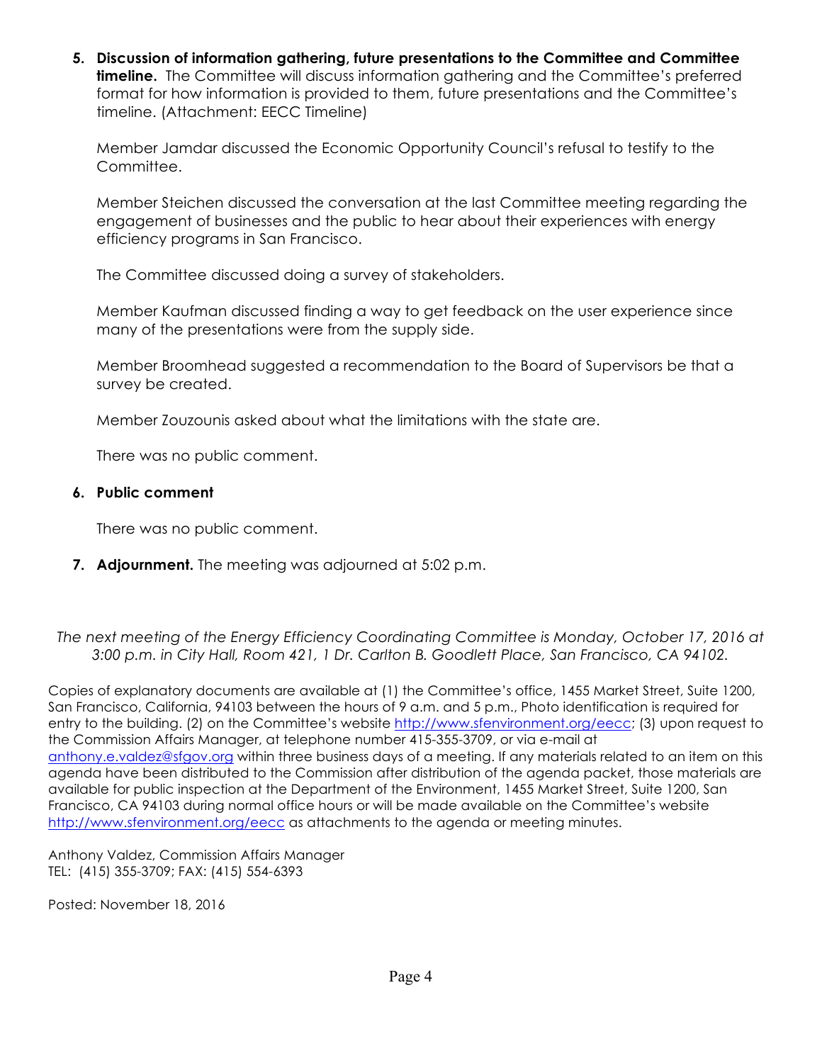5. **Discussion of information gathering, future presentations to the Committee and Committee timeline.** The Committee will discuss information gathering and the Committee's preferred format for how information is provided to them, future presentations and the Committee's timeline. (Attachment: EECC Timeline)

   Member Jamdar discussed the Economic Opportunity Council's refusal to testify to the Committee.

   Member Steichen discussed the conversation at the last Committee meeting regarding the engagement of businesses and the public to hear about their experiences with energy efficiency programs in San Francisco.

   The Committee discussed doing a survey of stakeholders.

   Member Kaufman discussed finding a way to get feedback on the user experience since many of the presentations were from the supply side.

   Member Broomhead suggested a recommendation to the Board of Supervisors be that a survey be created.

   Member Zouzounis asked about what the limitations with the state are.

   There was no public comment.

6. **Public comment**

   There was no public comment.

7. **Adjournment.** The meeting was adjourned at 5:02 p.m.

*The next meeting of the Energy Efficiency Coordinating Committee is Monday, October 17, 2016 at 3:00 p.m. in City Hall, Room 421, 1 Dr. Carlton B. Goodlett Place, San Francisco, CA 94102.*

Copies of explanatory documents are available at (1) the Committee's office, 1455 Market Street, Suite 1200, San Francisco, California, 94103 between the hours of 9 a.m. and 5 p.m., Photo identification is required for entry to the building. (2) on the Committee's website http://www.sfenvironment.org/eecc; (3) upon request to the Commission Affairs Manager, at telephone number 415-355-3709, or via e-mail at anthony.e.valdez@sfgov.org within three business days of a meeting. If any materials related to an item on this agenda have been distributed to the Commission after distribution of the agenda packet, those materials are available for public inspection at the Department of the Environment, 1455 Market Street, Suite 1200, San Francisco, CA 94103 during normal office hours or will be made available on the Committee's website http://www.sfenvironment.org/eecc as attachments to the agenda or meeting minutes.

Anthony Valdez, Commission Affairs Manager
TEL: (415) 355-3709; FAX: (415) 554-6393

Posted: November 18, 2016